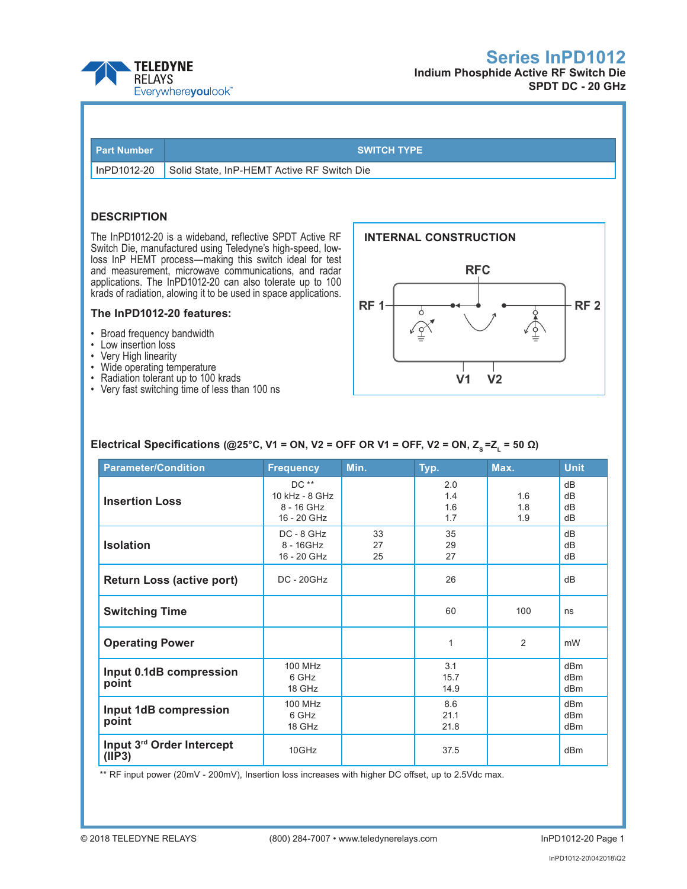# Series InPD1012

**Indium Phosphide Active RF Switch Die**
**SPDT DC - 20 GHz**

| Part Number | SWITCH TYPE |
|---|---|
| InPD1012-20 | Solid State, InP-HEMT Active RF Switch Die |

## DESCRIPTION

The InPD1012-20 is a wideband, reflective SPDT Active RF Switch Die, manufactured using Teledyne's high-speed, low-loss InP HEMT process—making this switch ideal for test and measurement, microwave communications, and radar applications. The InPD1012-20 can also tolerate up to 100 krads of radiation, allowing it to be used in space applications.

### The InPD1012-20 features:

- Broad frequency bandwidth
- Low insertion loss
- Very High linearity
- Wide operating temperature
- Radiation tolerant up to 100 krads
- Very fast switching time of less than 100 ns

### INTERNAL CONSTRUCTION

RFC

RF 1 RF 2

V1 V2

### Electrical Specifications (@25°C, V1 = ON, V2 = OFF OR V1 = OFF, V2 = ON, $Z_S = Z_L$ = 50 Ω)

| Parameter/Condition | Frequency | Min. | Typ. | Max. | Unit |
|---|---|---|---|---|---|
| **Insertion Loss** | DC **<br>10 kHz - 8 GHz<br>8 - 16 GHz<br>16 - 20 GHz | | 2.0<br>1.4<br>1.6<br>1.7 | <br>1.6<br>1.8<br>1.9 | dB<br>dB<br>dB<br>dB |
| **Isolation** | DC - 8 GHz<br>8 - 16GHz<br>16 - 20 GHz | 33<br>27<br>25 | 35<br>29<br>27 | | dB<br>dB<br>dB |
| **Return Loss (active port)** | DC - 20GHz | | 26 | | dB |
| **Switching Time** | | | 60 | 100 | ns |
| **Operating Power** | | | 1 | 2 | mW |
| **Input 0.1dB compression point** | 100 MHz<br>6 GHz<br>18 GHz | | 3.1<br>15.7<br>14.9 | | dBm<br>dBm<br>dBm |
| **Input 1dB compression point** | 100 MHz<br>6 GHz<br>18 GHz | | 8.6<br>21.1<br>21.8 | | dBm<br>dBm<br>dBm |
| **Input 3rd Order Intercept (IIP3)** | 10GHz | | 37.5 | | dBm |

** RF input power (20mV - 200mV), Insertion loss increases with higher DC offset, up to 2.5Vdc max.

© 2018 TELEDYNE RELAYS (800) 284-7007 • www.teledynerelays.com InPD1012-20 Page 1

InPD1012-20\042018\Q2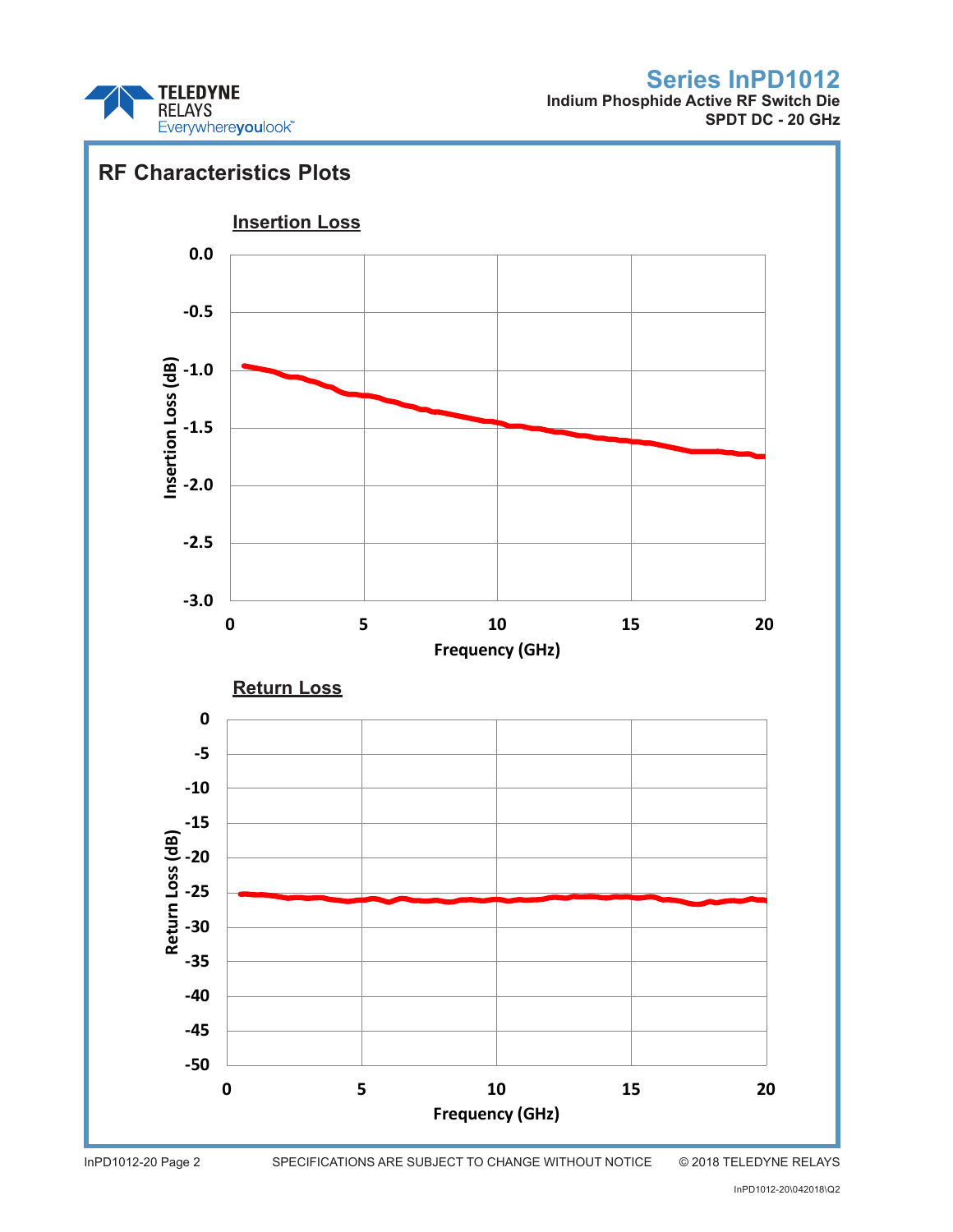## RF Characteristics Plots

### Insertion Loss

Insertion Loss (dB)

0.0
-0.5
-1.0
-1.5
-2.0
-2.5
-3.0

0 5 10 15 20

Frequency (GHz)

### Return Loss

Return Loss (dB)

0
-5
-10
-15
-20
-25
-30
-35
-40
-45
-50

0 5 10 15 20

Frequency (GHz)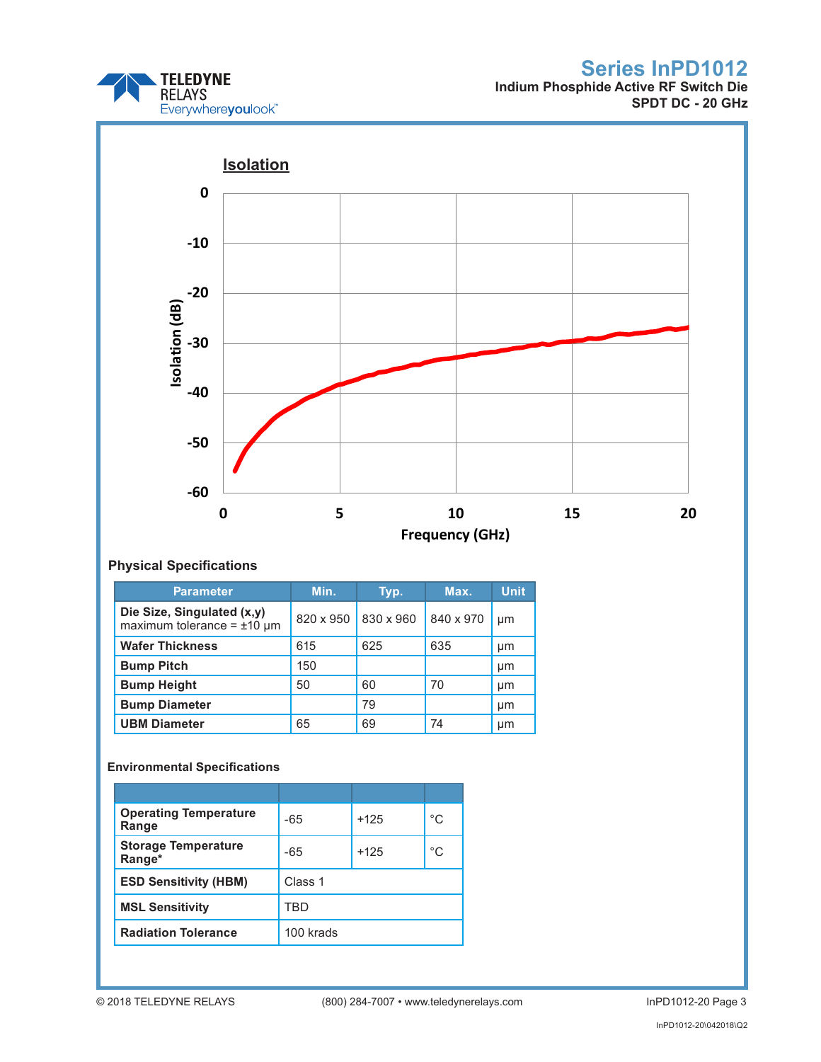## Isolation

Isolation (dB)

Frequency (GHz)

### Physical Specifications

| Parameter | Min. | Typ. | Max. | Unit |
|---|---|---|---|---|
| **Die Size, Singulated (x,y)** maximum tolerance = ±10 µm | 820 x 950 | 830 x 960 | 840 x 970 | µm |
| **Wafer Thickness** | 615 | 625 | 635 | µm |
| **Bump Pitch** | 150 | | | µm |
| **Bump Height** | 50 | 60 | 70 | µm |
| **Bump Diameter** | | 79 | | µm |
| **UBM Diameter** | 65 | 69 | 74 | µm |

### Environmental Specifications

| | | | |
|---|---|---|---|
| **Operating Temperature Range** | -65 | +125 | °C |
| **Storage Temperature Range*** | -65 | +125 | °C |
| **ESD Sensitivity (HBM)** | Class 1 | | |
| **MSL Sensitivity** | TBD | | |
| **Radiation Tolerance** | 100 krads | | |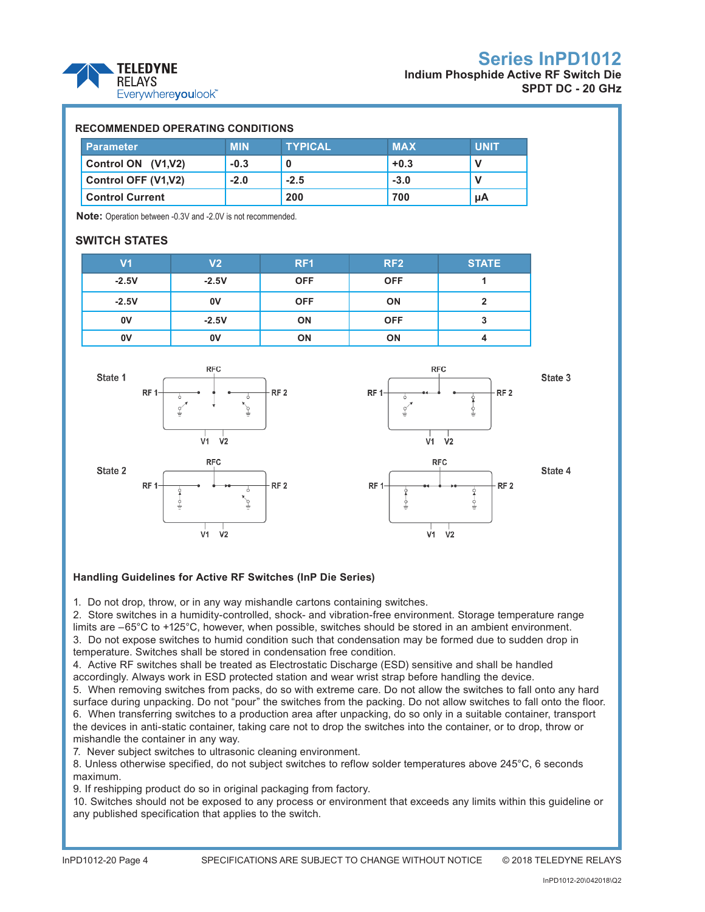## RECOMMENDED OPERATING CONDITIONS

| Parameter | MIN | TYPICAL | MAX | UNIT |
|---|---|---|---|---|
| Control ON (V1,V2) | -0.3 | 0 | +0.3 | V |
| Control OFF (V1,V2) | -2.0 | -2.5 | -3.0 | V |
| Control Current | | 200 | 700 | μA |

**Note:** Operation between -0.3V and -2.0V is not recommended.

## SWITCH STATES

| V1 | V2 | RF1 | RF2 | STATE |
|---|---|---|---|---|
| -2.5V | -2.5V | OFF | OFF | 1 |
| -2.5V | 0V | OFF | ON | 2 |
| 0V | -2.5V | ON | OFF | 3 |
| 0V | 0V | ON | ON | 4 |

State 1

RFC
RF 1
RF 2
V1 V2

State 3

RFC
RF 1
RF 2
V1 V2

State 2

RFC
RF 1
RF 2
V1 V2

State 4

RFC
RF 1
RF 2
V1 V2

### Handling Guidelines for Active RF Switches (InP Die Series)

1. Do not drop, throw, or in any way mishandle cartons containing switches.
2. Store switches in a humidity-controlled, shock- and vibration-free environment. Storage temperature range limits are –65°C to +125°C, however, when possible, switches should be stored in an ambient environment.
3. Do not expose switches to humid condition such that condensation may be formed due to sudden drop in temperature. Switches shall be stored in condensation free condition.
4. Active RF switches shall be treated as Electrostatic Discharge (ESD) sensitive and shall be handled accordingly. Always work in ESD protected station and wear wrist strap before handling the device.
5. When removing switches from packs, do so with extreme care. Do not allow the switches to fall onto any hard surface during unpacking. Do not "pour" the switches from the packing. Do not allow switches to fall onto the floor.
6. When transferring switches to a production area after unpacking, do so only in a suitable container, transport the devices in anti-static container, taking care not to drop the switches into the container, or to drop, throw or mishandle the container in any way.
7. Never subject switches to ultrasonic cleaning environment.
8. Unless otherwise specified, do not subject switches to reflow solder temperatures above 245°C, 6 seconds maximum.
9. If reshipping product do so in original packaging from factory.
10. Switches should not be exposed to any process or environment that exceeds any limits within this guideline or any published specification that applies to the switch.